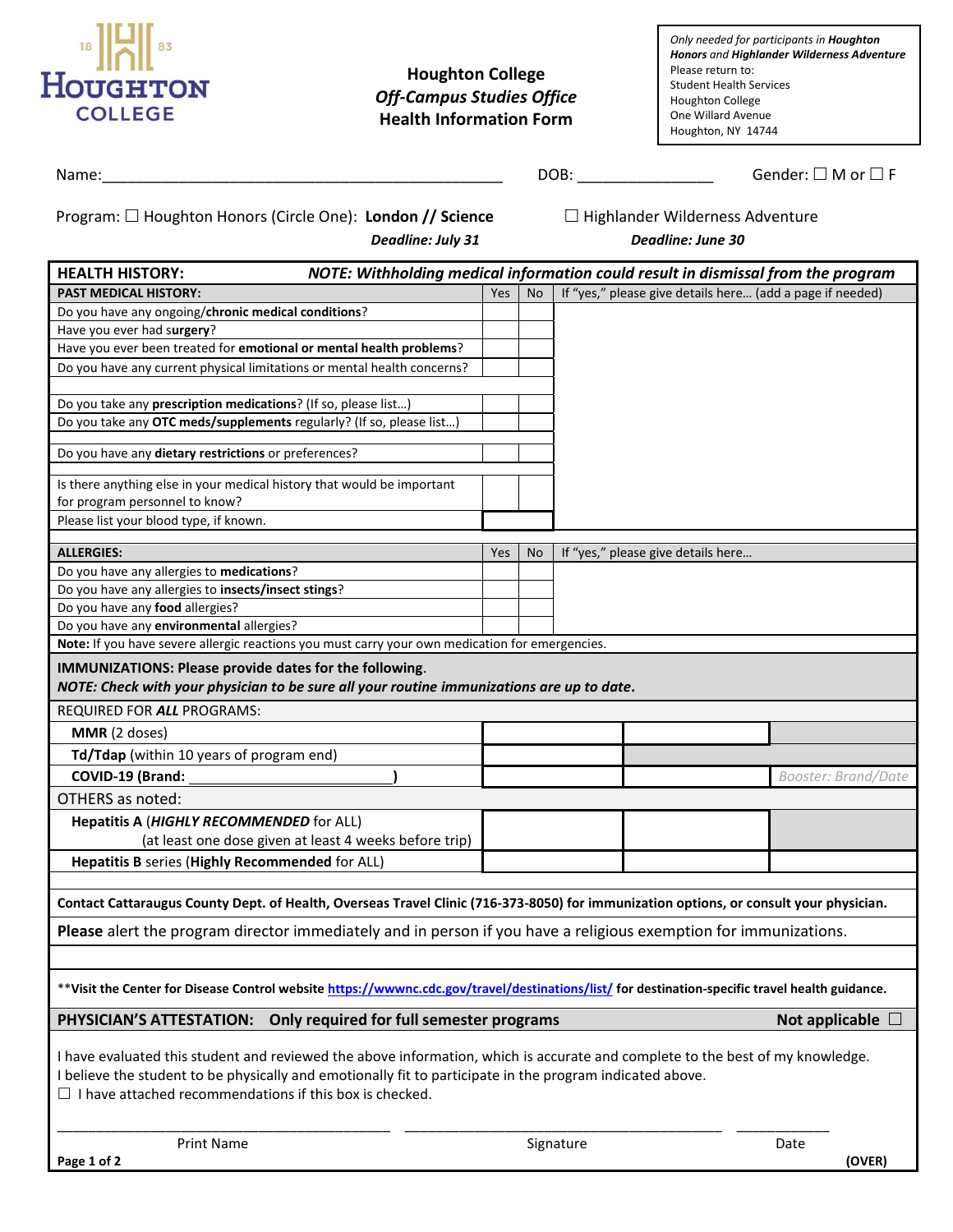HOUGHTON COLLEGE 1883

# Houghton College
## *Off-Campus Studies Office*
## Health Information Form

*Only needed for participants in **Houghton Honors** and **Highlander Wilderness Adventure***
Please return to:
Student Health Services
Houghton College
One Willard Avenue
Houghton, NY 14744

Name:_______________________________________________ DOB: ________________ Gender: ☐ M or ☐ F

Program: ☐ Houghton Honors (Circle One): **London // Science** ☐ Highlander Wilderness Adventure

***Deadline: July 31*** ***Deadline: June 30***

| **HEALTH HISTORY:** ***NOTE: Withholding medical information could result in dismissal from the program*** | | | |
|---|---|---|---|
| **PAST MEDICAL HISTORY:** | Yes | No | If "yes," please give details here… (add a page if needed) |
| Do you have any ongoing/**chronic medical conditions**? | | | |
| Have you ever had **surgery**? | | | |
| Have you ever been treated for **emotional or mental health problems**? | | | |
| Do you have any current physical limitations or mental health concerns? | | | |
| Do you take any **prescription medications**? (If so, please list…) | | | |
| Do you take any **OTC meds/supplements** regularly? (If so, please list…) | | | |
| Do you have any **dietary restrictions** or preferences? | | | |
| Is there anything else in your medical history that would be important for program personnel to know? | | | |
| Please list your blood type, if known. | | | |
| **ALLERGIES:** | Yes | No | If "yes," please give details here… |
| Do you have any allergies to **medications**? | | | |
| Do you have any allergies to **insects/insect stings**? | | | |
| Do you have any **food** allergies? | | | |
| Do you have any **environmental** allergies? | | | |

**Note:** If you have severe allergic reactions you must carry your own medication for emergencies.

**IMMUNIZATIONS: Please provide dates for the following.**
***NOTE: Check with your physician to be sure all your routine immunizations are up to date.***

| REQUIRED FOR ***ALL*** PROGRAMS: | | | |
|---|---|---|---|
| **MMR** (2 doses) | | | |
| **Td/Tdap** (within 10 years of program end) | | | |
| **COVID-19 (Brand: ______________________)** | | | *Booster: Brand/Date* |
| OTHERS as noted: | | | |
| **Hepatitis A** (***HIGHLY RECOMMENDED*** for ALL) (at least one dose given at least 4 weeks before trip) | | | |
| **Hepatitis B** series (**Highly Recommended** for ALL) | | | |

**Contact Cattaraugus County Dept. of Health, Overseas Travel Clinic (716-373-8050) for immunization options, or consult your physician.**

**Please** alert the program director immediately and in person if you have a religious exemption for immunizations.

**Visit the Center for Disease Control website https://wwwnc.cdc.gov/travel/destinations/list/ for destination-specific travel health guidance.**

**PHYSICIAN'S ATTESTATION: Only required for full semester programs** **Not applicable** ☐

I have evaluated this student and reviewed the above information, which is accurate and complete to the best of my knowledge.
I believe the student to be physically and emotionally fit to participate in the program indicated above.
☐ I have attached recommendations if this box is checked.

_________________________________ _________________________________ ____________
Print Name Signature Date

**(OVER)**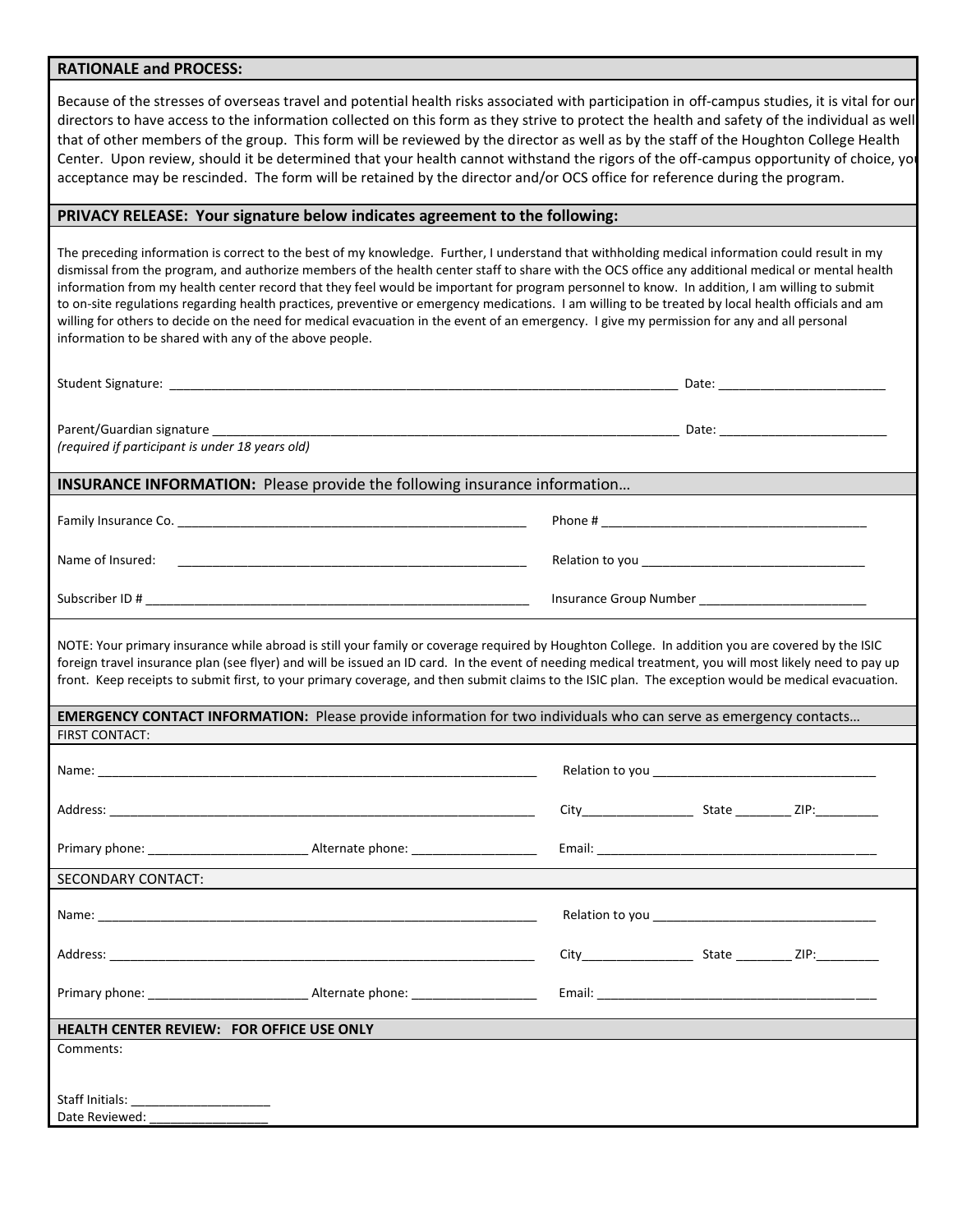**RATIONALE and PROCESS:**

Because of the stresses of overseas travel and potential health risks associated with participation in off-campus studies, it is vital for our directors to have access to the information collected on this form as they strive to protect the health and safety of the individual as well that of other members of the group. This form will be reviewed by the director as well as by the staff of the Houghton College Health Center. Upon review, should it be determined that your health cannot withstand the rigors of the off-campus opportunity of choice, you acceptance may be rescinded. The form will be retained by the director and/or OCS office for reference during the program.

**PRIVACY RELEASE: Your signature below indicates agreement to the following:**

The preceding information is correct to the best of my knowledge. Further, I understand that withholding medical information could result in my dismissal from the program, and authorize members of the health center staff to share with the OCS office any additional medical or mental health information from my health center record that they feel would be important for program personnel to know. In addition, I am willing to submit to on-site regulations regarding health practices, preventive or emergency medications. I am willing to be treated by local health officials and am willing for others to decide on the need for medical evacuation in the event of an emergency. I give my permission for any and all personal information to be shared with any of the above people.

Student Signature: ______________________________________________ Date: ________________________

Parent/Guardian signature ______________________________________________ Date: ________________________
*(required if participant is under 18 years old)*

**INSURANCE INFORMATION:** Please provide the following insurance information…

Family Insurance Co. ____________________________________ Phone # ______________________________

Name of Insured: ____________________________________ Relation to you ______________________________

Subscriber ID # ____________________________________ Insurance Group Number ______________________________

NOTE: Your primary insurance while abroad is still your family or coverage required by Houghton College. In addition you are covered by the ISIC foreign travel insurance plan (see flyer) and will be issued an ID card. In the event of needing medical treatment, you will most likely need to pay up front. Keep receipts to submit first, to your primary coverage, and then submit claims to the ISIC plan. The exception would be medical evacuation.

**EMERGENCY CONTACT INFORMATION:** Please provide information for two individuals who can serve as emergency contacts…

FIRST CONTACT:

Name: ____________________________________ Relation to you ______________________________

Address: ____________________________________ City________________ State ________ ZIP:_________

Primary phone: ______________________ Alternate phone: _________________ Email: ______________________________

SECONDARY CONTACT:

Name: ____________________________________ Relation to you ______________________________

Address: ____________________________________ City________________ State ________ ZIP:_________

Primary phone: ______________________ Alternate phone: _________________ Email: ______________________________

**HEALTH CENTER REVIEW: FOR OFFICE USE ONLY**

Comments:

Staff Initials: ____________________
Date Reviewed: ________________